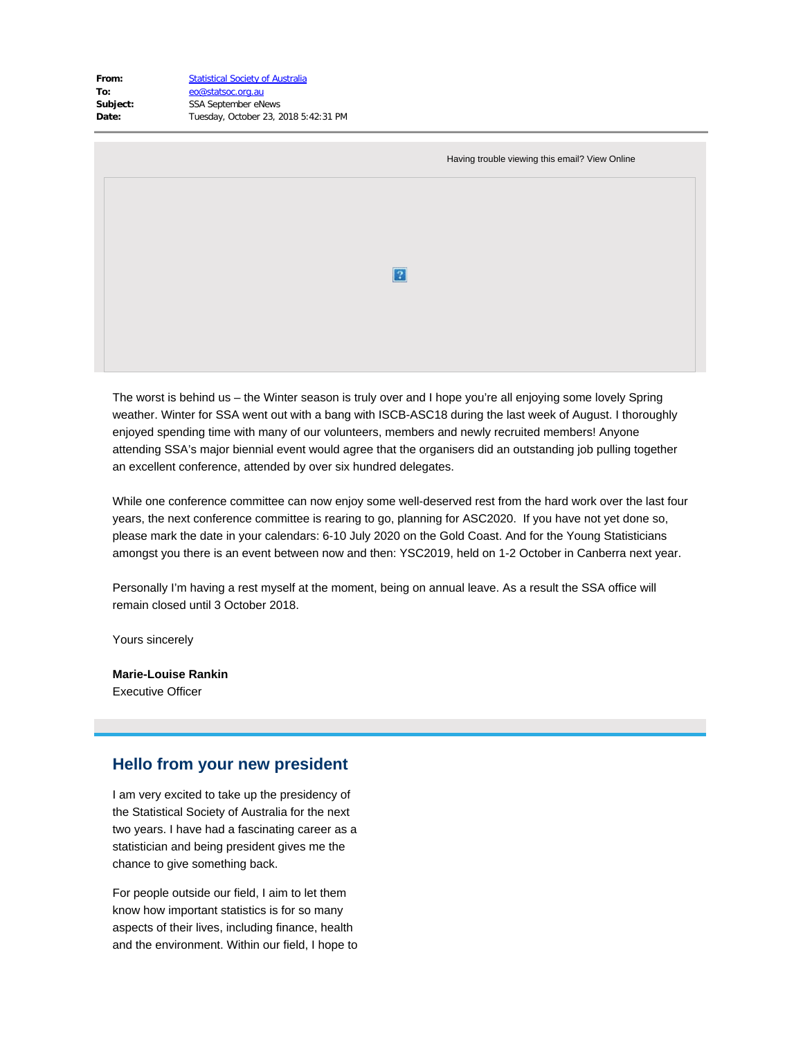**From:** Statistical Society of Australia
**To:** eo@statsoc.org.au
**Subject:** SSA September eNews
**Date:** Tuesday, October 23, 2018 5:42:31 PM

Having trouble viewing this email? View Online

The worst is behind us – the Winter season is truly over and I hope you're all enjoying some lovely Spring weather. Winter for SSA went out with a bang with ISCB-ASC18 during the last week of August. I thoroughly enjoyed spending time with many of our volunteers, members and newly recruited members! Anyone attending SSA's major biennial event would agree that the organisers did an outstanding job pulling together an excellent conference, attended by over six hundred delegates.

While one conference committee can now enjoy some well-deserved rest from the hard work over the last four years, the next conference committee is rearing to go, planning for ASC2020. If you have not yet done so, please mark the date in your calendars: 6-10 July 2020 on the Gold Coast. And for the Young Statisticians amongst you there is an event between now and then: YSC2019, held on 1-2 October in Canberra next year.

Personally I'm having a rest myself at the moment, being on annual leave. As a result the SSA office will remain closed until 3 October 2018.

Yours sincerely

**Marie-Louise Rankin**
Executive Officer

## Hello from your new president

I am very excited to take up the presidency of the Statistical Society of Australia for the next two years. I have had a fascinating career as a statistician and being president gives me the chance to give something back.

For people outside our field, I aim to let them know how important statistics is for so many aspects of their lives, including finance, health and the environment. Within our field, I hope to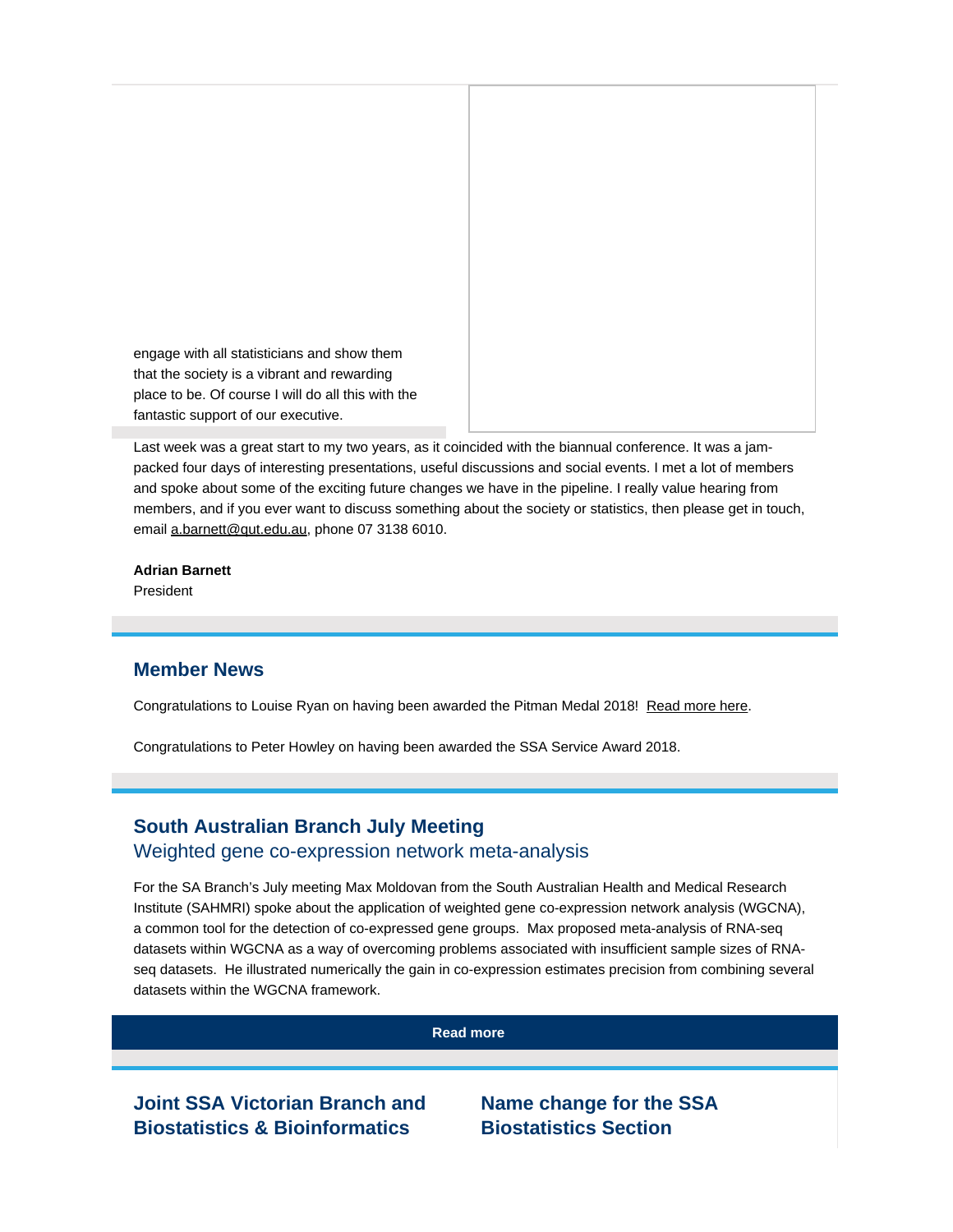engage with all statisticians and show them that the society is a vibrant and rewarding place to be. Of course I will do all this with the fantastic support of our executive.

Last week was a great start to my two years, as it coincided with the biannual conference. It was a jam-packed four days of interesting presentations, useful discussions and social events. I met a lot of members and spoke about some of the exciting future changes we have in the pipeline. I really value hearing from members, and if you ever want to discuss something about the society or statistics, then please get in touch, email a.barnett@qut.edu.au, phone 07 3138 6010.

**Adrian Barnett**
President

## Member News

Congratulations to Louise Ryan on having been awarded the Pitman Medal 2018! Read more here.

Congratulations to Peter Howley on having been awarded the SSA Service Award 2018.

## South Australian Branch July Meeting

### Weighted gene co-expression network meta-analysis

For the SA Branch's July meeting Max Moldovan from the South Australian Health and Medical Research Institute (SAHMRI) spoke about the application of weighted gene co-expression network analysis (WGCNA), a common tool for the detection of co-expressed gene groups. Max proposed meta-analysis of RNA-seq datasets within WGCNA as a way of overcoming problems associated with insufficient sample sizes of RNA-seq datasets. He illustrated numerically the gain in co-expression estimates precision from combining several datasets within the WGCNA framework.

**Read more**

## Joint SSA Victorian Branch and Biostatistics & Bioinformatics

## Name change for the SSA Biostatistics Section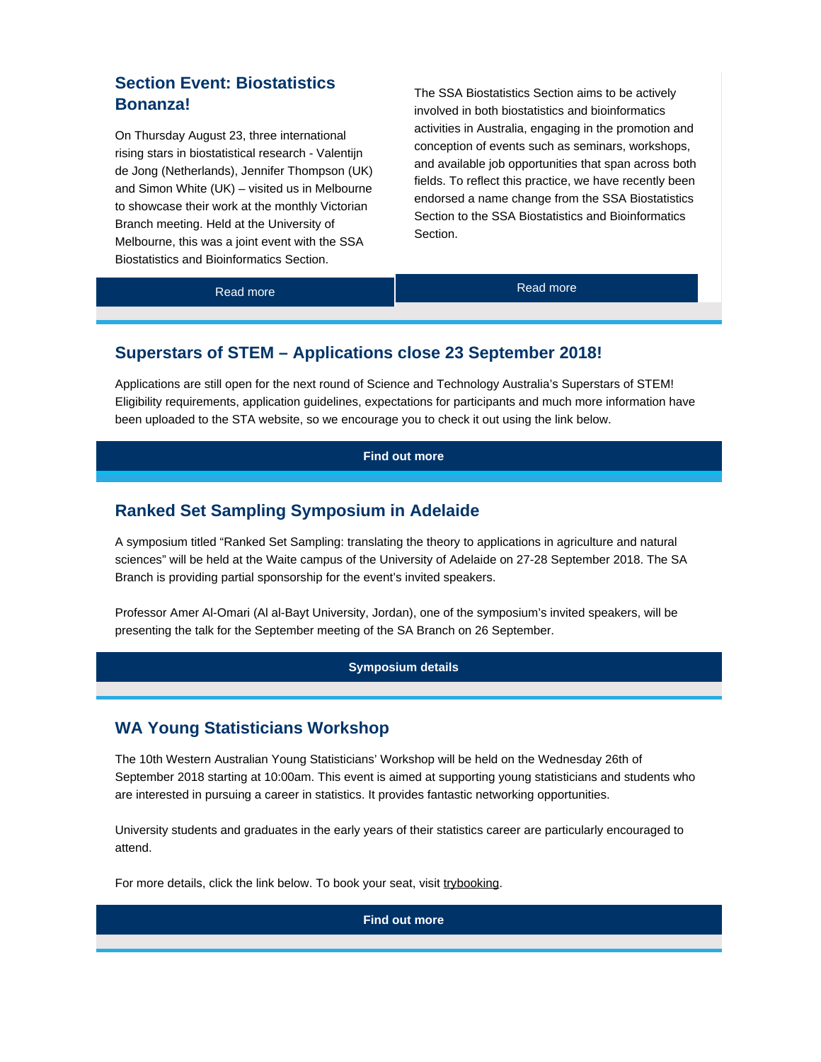## Section Event: Biostatistics Bonanza!

On Thursday August 23, three international rising stars in biostatistical research - Valentijn de Jong (Netherlands), Jennifer Thompson (UK) and Simon White (UK) – visited us in Melbourne to showcase their work at the monthly Victorian Branch meeting. Held at the University of Melbourne, this was a joint event with the SSA Biostatistics and Bioinformatics Section.

Read more

The SSA Biostatistics Section aims to be actively involved in both biostatistics and bioinformatics activities in Australia, engaging in the promotion and conception of events such as seminars, workshops, and available job opportunities that span across both fields. To reflect this practice, we have recently been endorsed a name change from the SSA Biostatistics Section to the SSA Biostatistics and Bioinformatics Section.

Read more

## Superstars of STEM – Applications close 23 September 2018!

Applications are still open for the next round of Science and Technology Australia's Superstars of STEM! Eligibility requirements, application guidelines, expectations for participants and much more information have been uploaded to the STA website, so we encourage you to check it out using the link below.

**Find out more**

## Ranked Set Sampling Symposium in Adelaide

A symposium titled "Ranked Set Sampling: translating the theory to applications in agriculture and natural sciences" will be held at the Waite campus of the University of Adelaide on 27-28 September 2018. The SA Branch is providing partial sponsorship for the event's invited speakers.

Professor Amer Al-Omari (Al al-Bayt University, Jordan), one of the symposium's invited speakers, will be presenting the talk for the September meeting of the SA Branch on 26 September.

**Symposium details**

## WA Young Statisticians Workshop

The 10th Western Australian Young Statisticians' Workshop will be held on the Wednesday 26th of September 2018 starting at 10:00am. This event is aimed at supporting young statisticians and students who are interested in pursuing a career in statistics. It provides fantastic networking opportunities.

University students and graduates in the early years of their statistics career are particularly encouraged to attend.

For more details, click the link below. To book your seat, visit trybooking.

**Find out more**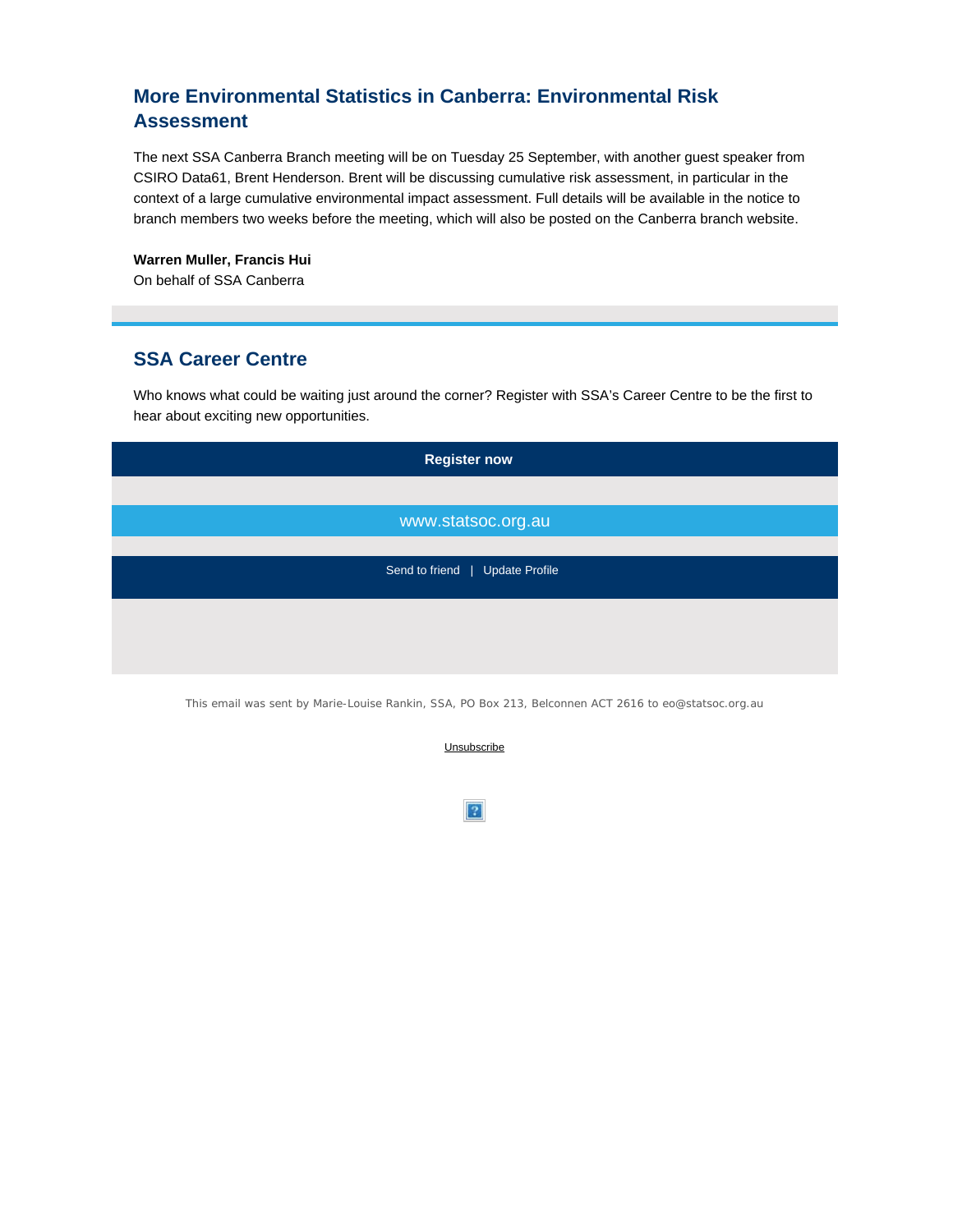## More Environmental Statistics in Canberra: Environmental Risk Assessment

The next SSA Canberra Branch meeting will be on Tuesday 25 September, with another guest speaker from CSIRO Data61, Brent Henderson. Brent will be discussing cumulative risk assessment, in particular in the context of a large cumulative environmental impact assessment. Full details will be available in the notice to branch members two weeks before the meeting, which will also be posted on the Canberra branch website.

**Warren Muller, Francis Hui**
On behalf of SSA Canberra

## SSA Career Centre

Who knows what could be waiting just around the corner? Register with SSA's Career Centre to be the first to hear about exciting new opportunities.

**Register now**

www.statsoc.org.au

Send to friend | Update Profile

This email was sent by Marie-Louise Rankin, SSA, PO Box 213, Belconnen ACT 2616 to eo@statsoc.org.au

Unsubscribe